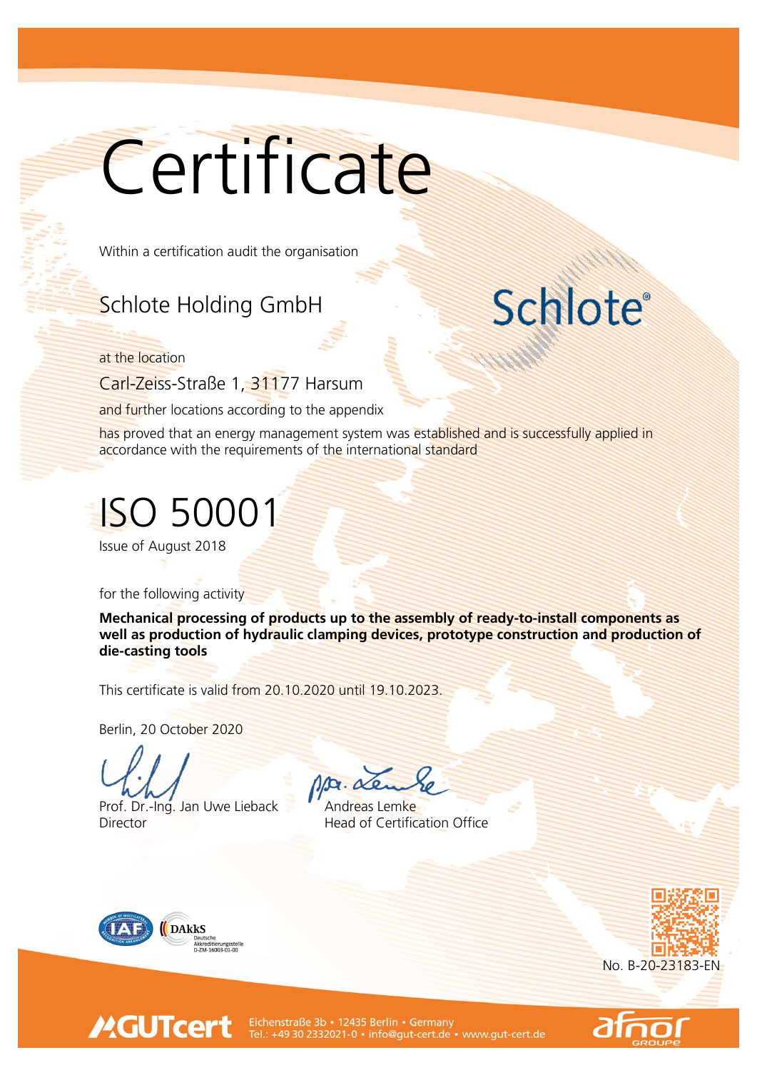# Certificate

Within a certification audit the organisation

## Schlote Holding GmbH

Schlote®

at the location

Carl-Zeiss-Straße 1, 31177 Harsum

and further locations according to the appendix

has proved that an energy management system was established and is successfully applied in accordance with the requirements of the international standard

# ISO 50001

Issue of August 2018

for the following activity

**Mechanical processing of products up to the assembly of ready-to-install components as well as production of hydraulic clamping devices, prototype construction and production of die-casting tools**

This certificate is valid from 20.10.2020 until 19.10.2023.

Berlin, 20 October 2020

Prof. Dr.-Ing. Jan Uwe Lieback
Director

Andreas Lemke
Head of Certification Office

IAF

DAkkS
Deutsche
Akkreditierungsstelle
D-ZM-16003-01-00

No. B-20-23183-EN

GUTcert

Eichenstraße 3b • 12435 Berlin • Germany
Tel.: +49 30 2332021-0 • info@gut-cert.de • www.gut-cert.de

afnor GROUPE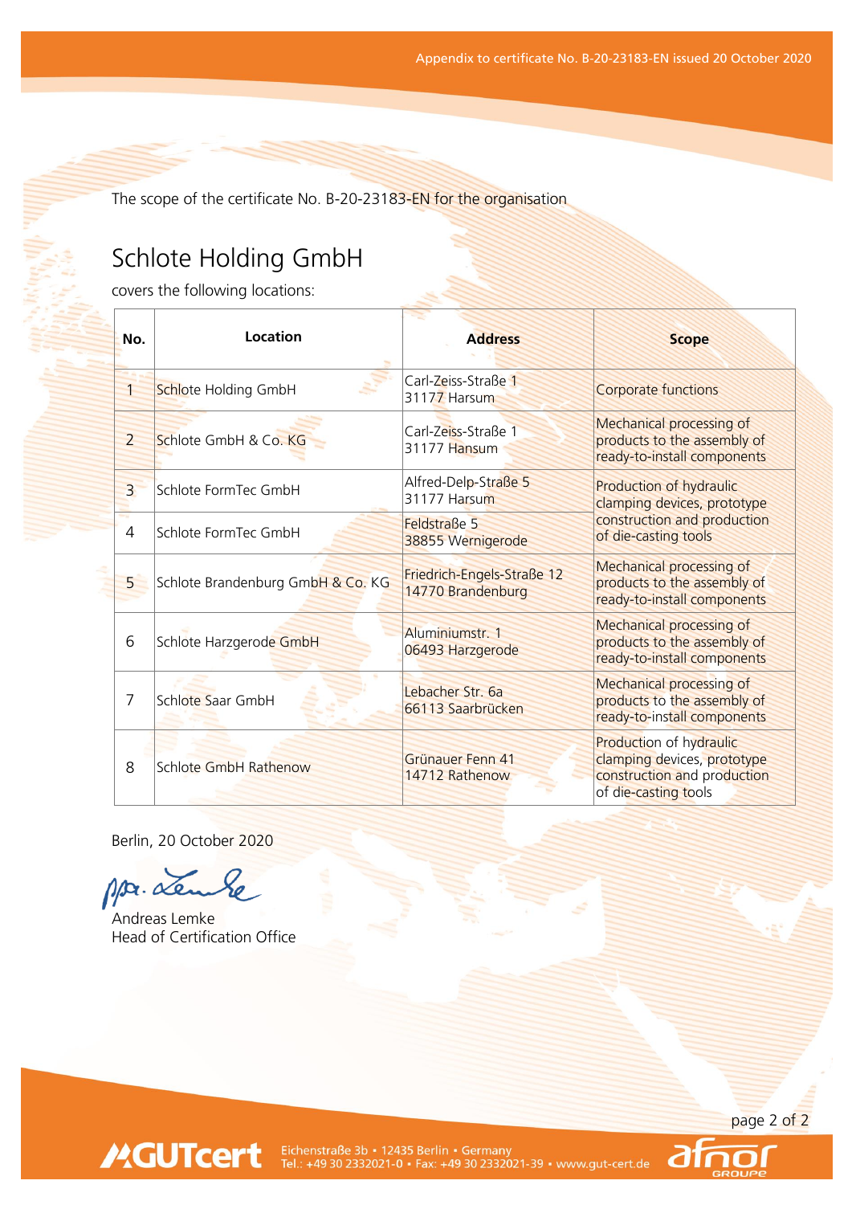The scope of the certificate No. B-20-23183-EN for the organisation

# Schlote Holding GmbH

covers the following locations:

| No. | Location | Address | Scope |
|---|---|---|---|
| 1 | Schlote Holding GmbH | Carl-Zeiss-Straße 1<br>31177 Harsum | Corporate functions |
| 2 | Schlote GmbH & Co. KG | Carl-Zeiss-Straße 1<br>31177 Hansum | Mechanical processing of products to the assembly of ready-to-install components |
| 3 | Schlote FormTec GmbH | Alfred-Delp-Straße 5<br>31177 Harsum | Production of hydraulic clamping devices, prototype construction and production of die-casting tools |
| 4 | Schlote FormTec GmbH | Feldstraße 5<br>38855 Wernigerode | |
| 5 | Schlote Brandenburg GmbH & Co. KG | Friedrich-Engels-Straße 12<br>14770 Brandenburg | Mechanical processing of products to the assembly of ready-to-install components |
| 6 | Schlote Harzgerode GmbH | Aluminiumstr. 1<br>06493 Harzgerode | Mechanical processing of products to the assembly of ready-to-install components |
| 7 | Schlote Saar GmbH | Lebacher Str. 6a<br>66113 Saarbrücken | Mechanical processing of products to the assembly of ready-to-install components |
| 8 | Schlote GmbH Rathenow | Grünauer Fenn 41<br>14712 Rathenow | Production of hydraulic clamping devices, prototype construction and production of die-casting tools |

Berlin, 20 October 2020

ppa. Lemke

Andreas Lemke
Head of Certification Office

GUTcert Eichenstraße 3b • 12435 Berlin • Germany
Tel.: +49 30 2332021-0 • Fax: +49 30 2332021-39 • www.gut-cert.de

afnor GROUPE